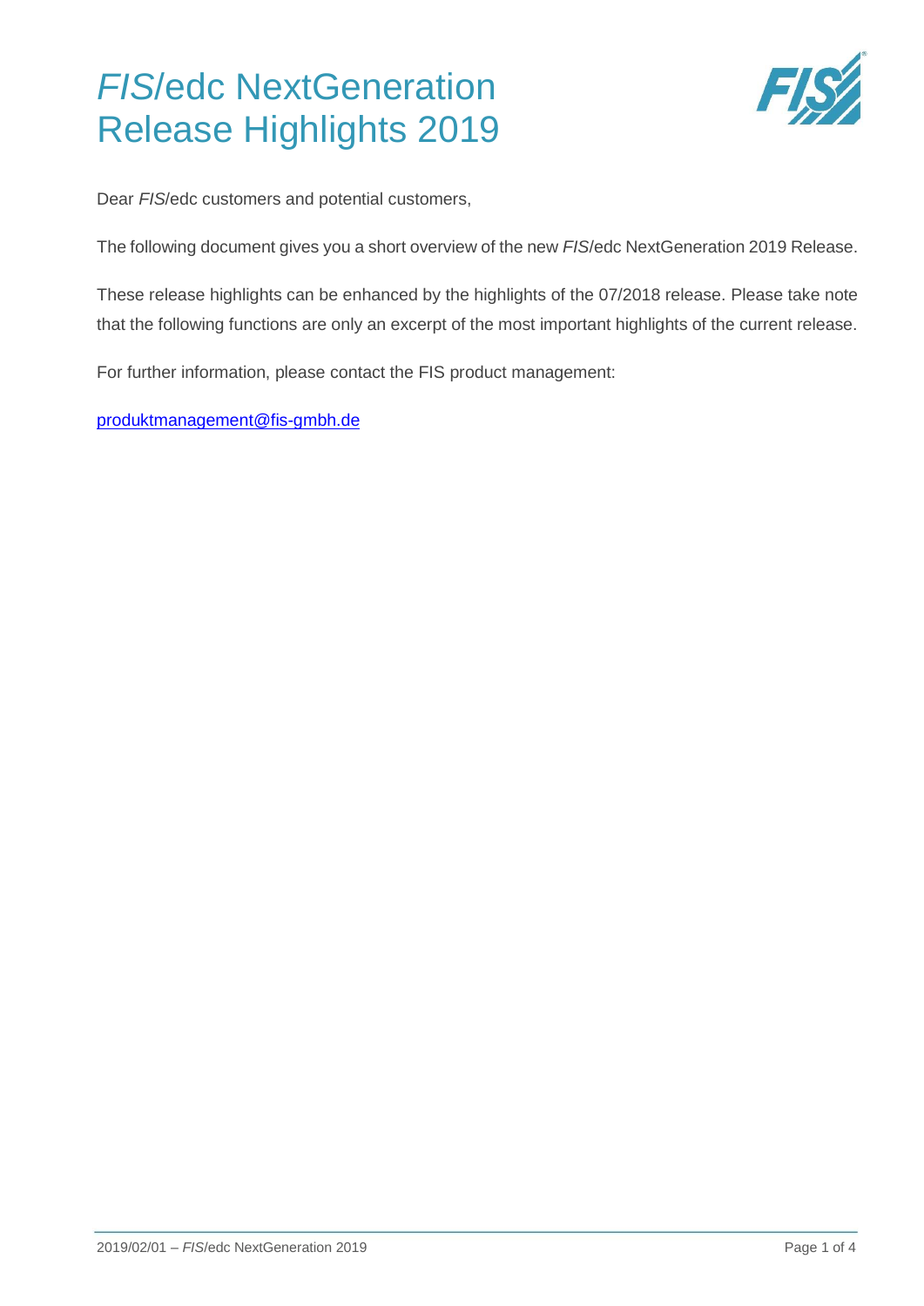# *FIS*/edc NextGeneration Release Highlights 2019

Dear *FIS*/edc customers and potential customers,

The following document gives you a short overview of the new *FIS*/edc NextGeneration 2019 Release.

These release highlights can be enhanced by the highlights of the 07/2018 release. Please take note that the following functions are only an excerpt of the most important highlights of the current release.

For further information, please contact the FIS product management:

[produktmanagement@fis-gmbh.de](mailto:produktmanagement@fis-gmbh.de)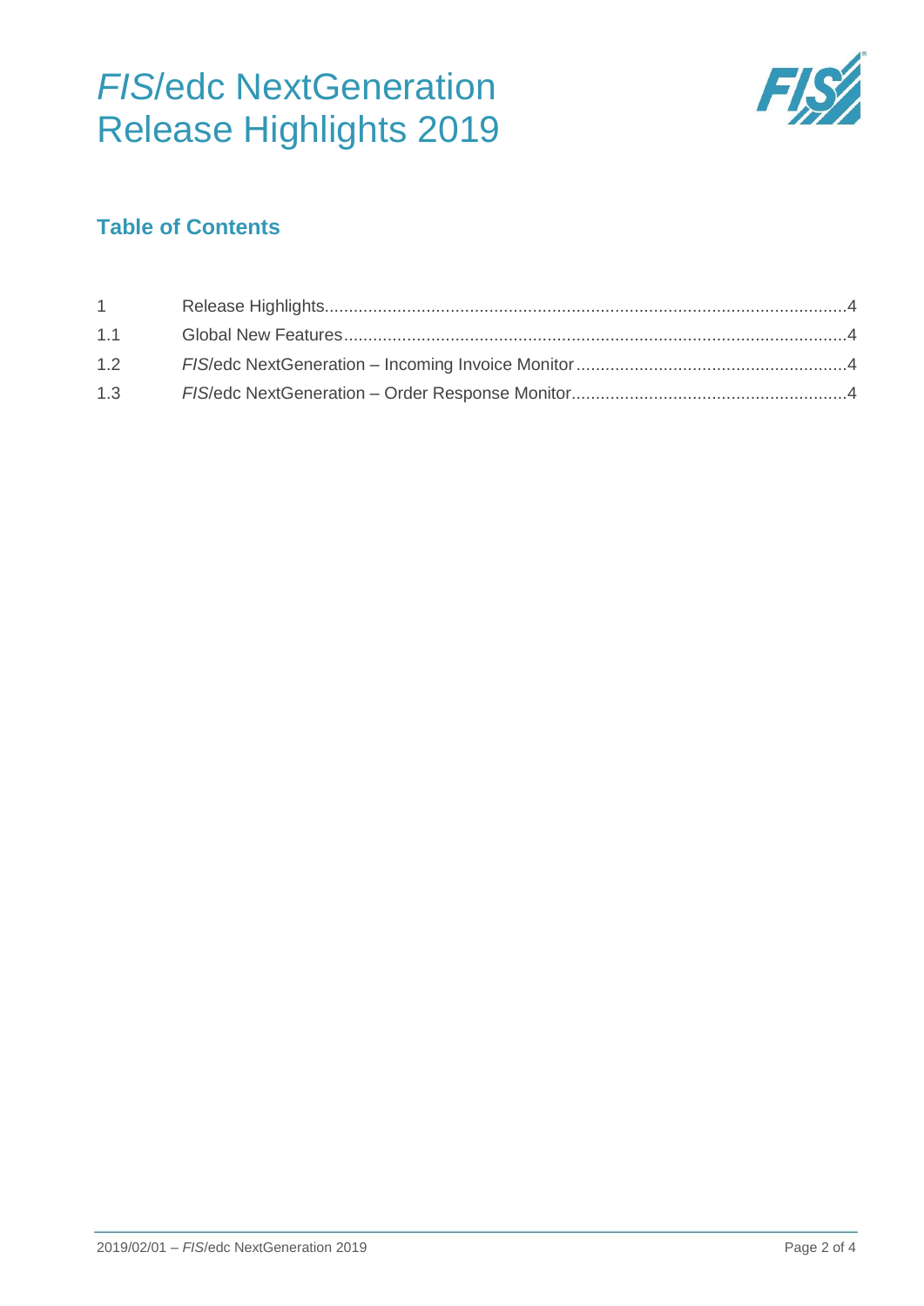# *FIS*/edc NextGeneration Release Highlights 2019

## Table of Contents

| | | |
|---|---|---|
| 1 | Release Highlights | 4 |
| 1.1 | Global New Features | 4 |
| 1.2 | *FIS*/edc NextGeneration – Incoming Invoice Monitor | 4 |
| 1.3 | *FIS*/edc NextGeneration – Order Response Monitor | 4 |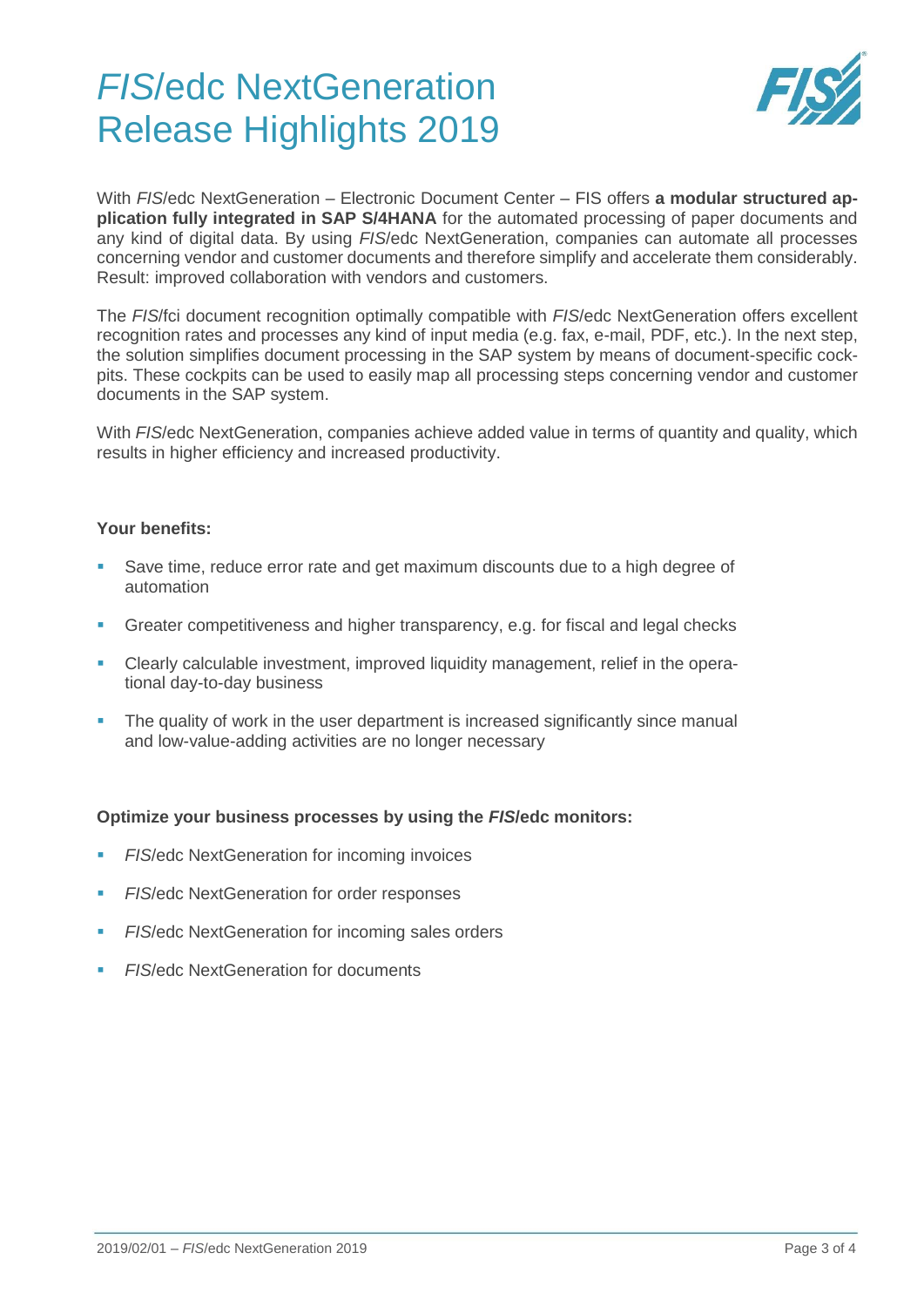# *FIS*/edc NextGeneration Release Highlights 2019

With *FIS*/edc NextGeneration – Electronic Document Center – FIS offers **a modular structured application fully integrated in SAP S/4HANA** for the automated processing of paper documents and any kind of digital data. By using *FIS*/edc NextGeneration, companies can automate all processes concerning vendor and customer documents and therefore simplify and accelerate them considerably. Result: improved collaboration with vendors and customers.

The *FIS*/fci document recognition optimally compatible with *FIS*/edc NextGeneration offers excellent recognition rates and processes any kind of input media (e.g. fax, e-mail, PDF, etc.). In the next step, the solution simplifies document processing in the SAP system by means of document-specific cockpits. These cockpits can be used to easily map all processing steps concerning vendor and customer documents in the SAP system.

With *FIS*/edc NextGeneration, companies achieve added value in terms of quantity and quality, which results in higher efficiency and increased productivity.

**Your benefits:**

- Save time, reduce error rate and get maximum discounts due to a high degree of automation
- Greater competitiveness and higher transparency, e.g. for fiscal and legal checks
- Clearly calculable investment, improved liquidity management, relief in the operational day-to-day business
- The quality of work in the user department is increased significantly since manual and low-value-adding activities are no longer necessary

**Optimize your business processes by using the *FIS*/edc monitors:**

- *FIS*/edc NextGeneration for incoming invoices
- *FIS*/edc NextGeneration for order responses
- *FIS*/edc NextGeneration for incoming sales orders
- *FIS*/edc NextGeneration for documents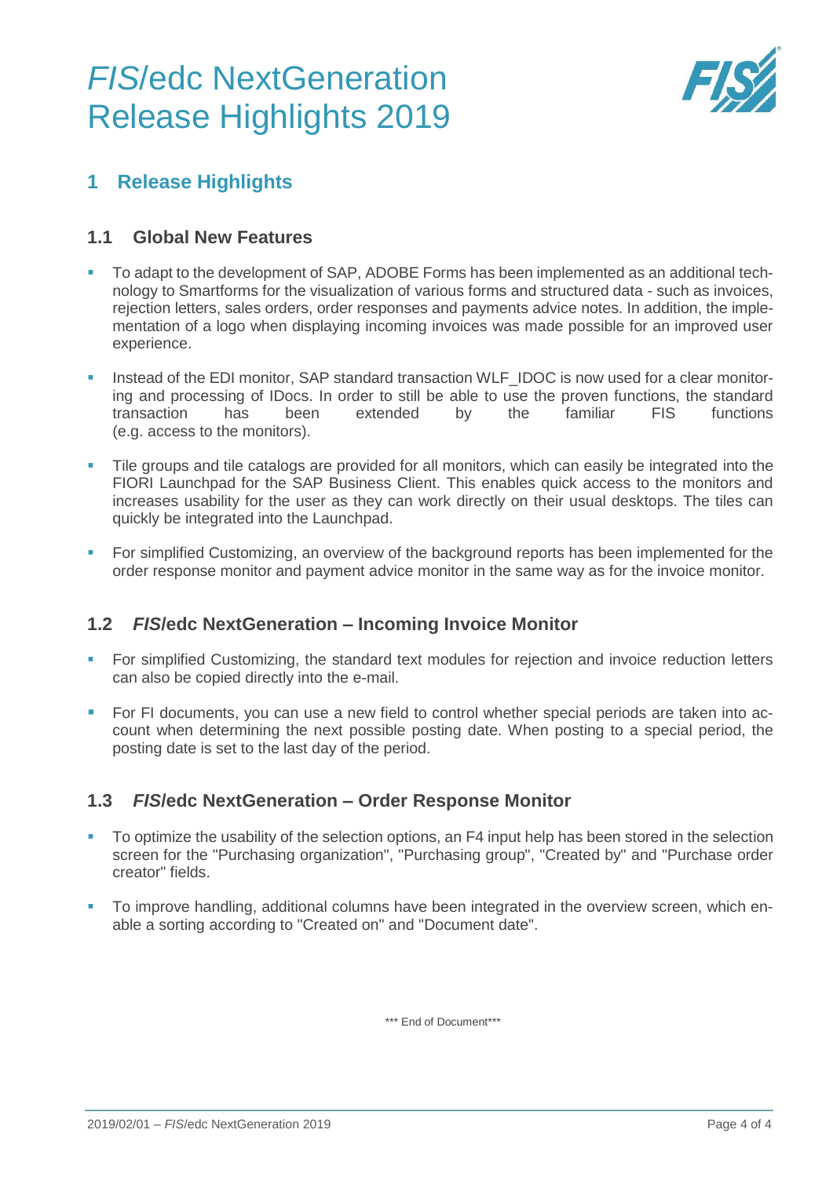# *FIS*/edc NextGeneration Release Highlights 2019

## 1 Release Highlights

### 1.1 Global New Features

- To adapt to the development of SAP, ADOBE Forms has been implemented as an additional technology to Smartforms for the visualization of various forms and structured data - such as invoices, rejection letters, sales orders, order responses and payments advice notes. In addition, the implementation of a logo when displaying incoming invoices was made possible for an improved user experience.
- Instead of the EDI monitor, SAP standard transaction WLF_IDOC is now used for a clear monitoring and processing of IDocs. In order to still be able to use the proven functions, the standard transaction has been extended by the familiar FIS functions (e.g. access to the monitors).
- Tile groups and tile catalogs are provided for all monitors, which can easily be integrated into the FIORI Launchpad for the SAP Business Client. This enables quick access to the monitors and increases usability for the user as they can work directly on their usual desktops. The tiles can quickly be integrated into the Launchpad.
- For simplified Customizing, an overview of the background reports has been implemented for the order response monitor and payment advice monitor in the same way as for the invoice monitor.

### 1.2 *FIS*/edc NextGeneration – Incoming Invoice Monitor

- For simplified Customizing, the standard text modules for rejection and invoice reduction letters can also be copied directly into the e-mail.
- For FI documents, you can use a new field to control whether special periods are taken into account when determining the next possible posting date. When posting to a special period, the posting date is set to the last day of the period.

### 1.3 *FIS*/edc NextGeneration – Order Response Monitor

- To optimize the usability of the selection options, an F4 input help has been stored in the selection screen for the "Purchasing organization", "Purchasing group", "Created by" and "Purchase order creator" fields.
- To improve handling, additional columns have been integrated in the overview screen, which enable a sorting according to "Created on" and "Document date".

*** End of Document***